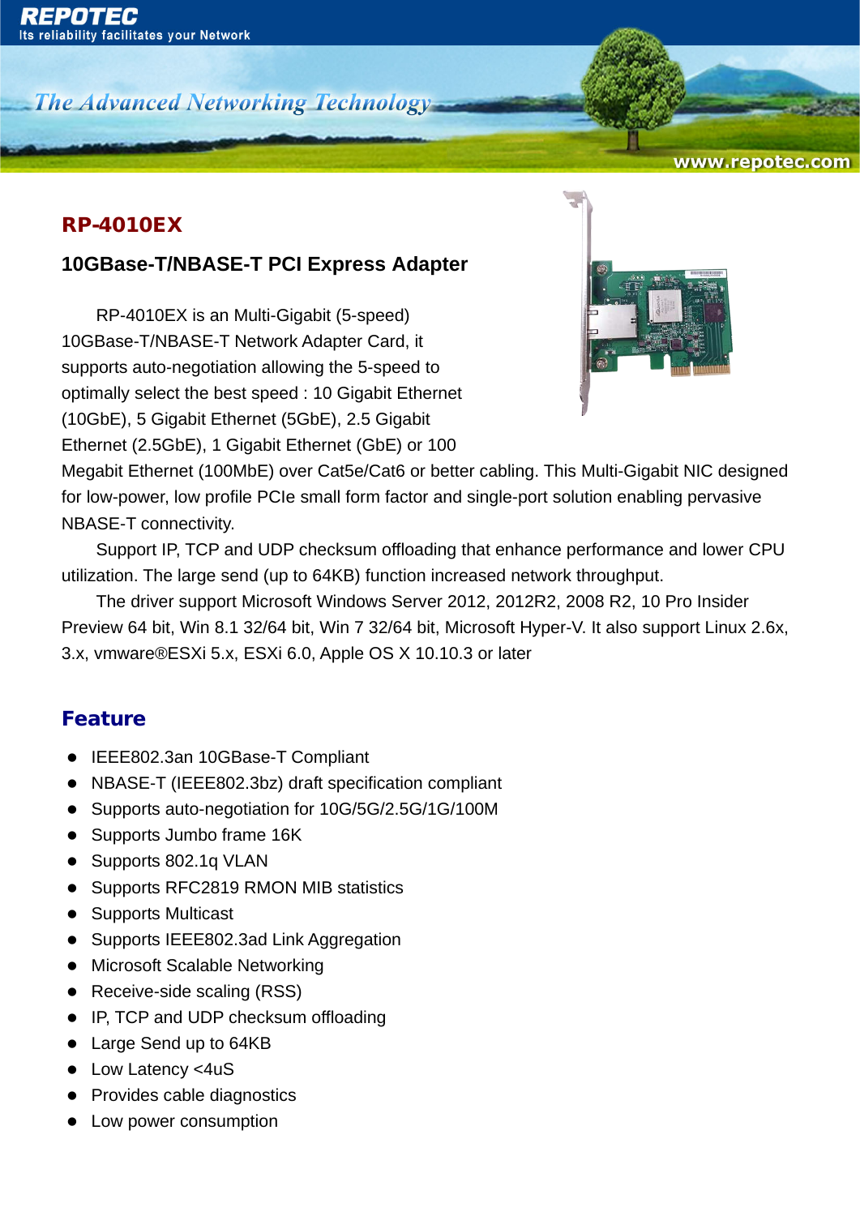# RP-4010EX

## 10GBase-T/NBASE-T PCI Express Adapter

RP-4010EX is an Multi-Gigabit (5-speed) 10GBase-T/NBASE-T Network Adapter Card, it supports auto-negotiation allowing the 5-speed to optimally select the best speed : 10 Gigabit Ethernet (10GbE), 5 Gigabit Ethernet (5GbE), 2.5 Gigabit Ethernet (2.5GbE), 1 Gigabit Ethernet (GbE) or 100 Megabit Ethernet (100MbE) over Cat5e/Cat6 or better cabling. This Multi-Gigabit NIC designed for low-power, low profile PCIe small form factor and single-port solution enabling pervasive NBASE-T connectivity.

Support IP, TCP and UDP checksum offloading that enhance performance and lower CPU utilization. The large send (up to 64KB) function increased network throughput.

The driver support Microsoft Windows Server 2012, 2012R2, 2008 R2, 10 Pro Insider Preview 64 bit, Win 8.1 32/64 bit, Win 7 32/64 bit, Microsoft Hyper-V. It also support Linux 2.6x, 3.x, vmware®ESXi 5.x, ESXi 6.0, Apple OS X 10.10.3 or later

## Feature

- IEEE802.3an 10GBase-T Compliant
- NBASE-T (IEEE802.3bz) draft specification compliant
- Supports auto-negotiation for 10G/5G/2.5G/1G/100M
- Supports Jumbo frame 16K
- Supports 802.1q VLAN
- Supports RFC2819 RMON MIB statistics
- Supports Multicast
- Supports IEEE802.3ad Link Aggregation
- Microsoft Scalable Networking
- Receive-side scaling (RSS)
- IP, TCP and UDP checksum offloading
- Large Send up to 64KB
- Low Latency <4uS
- Provides cable diagnostics
- Low power consumption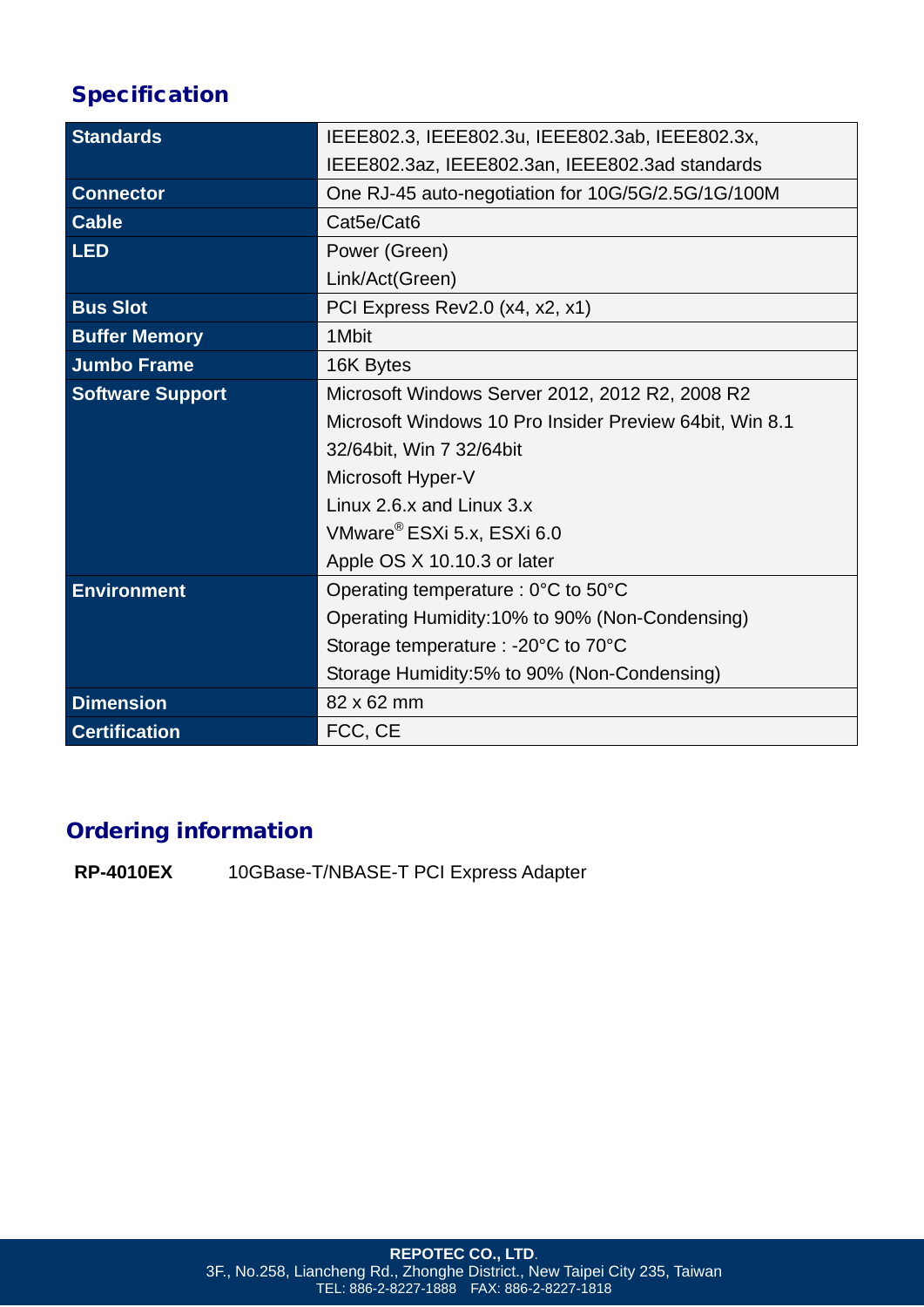## Specification

| | |
|---|---|
| **Standards** | IEEE802.3, IEEE802.3u, IEEE802.3ab, IEEE802.3x, IEEE802.3az, IEEE802.3an, IEEE802.3ad standards |
| **Connector** | One RJ-45 auto-negotiation for 10G/5G/2.5G/1G/100M |
| **Cable** | Cat5e/Cat6 |
| **LED** | Power (Green)<br>Link/Act(Green) |
| **Bus Slot** | PCI Express Rev2.0 (x4, x2, x1) |
| **Buffer Memory** | 1Mbit |
| **Jumbo Frame** | 16K Bytes |
| **Software Support** | Microsoft Windows Server 2012, 2012 R2, 2008 R2<br>Microsoft Windows 10 Pro Insider Preview 64bit, Win 8.1 32/64bit, Win 7 32/64bit<br>Microsoft Hyper-V<br>Linux 2.6.x and Linux 3.x<br>VMware® ESXi 5.x, ESXi 6.0<br>Apple OS X 10.10.3 or later |
| **Environment** | Operating temperature : 0°C to 50°C<br>Operating Humidity:10% to 90% (Non-Condensing)<br>Storage temperature : -20°C to 70°C<br>Storage Humidity:5% to 90% (Non-Condensing) |
| **Dimension** | 82 x 62 mm |
| **Certification** | FCC, CE |

## Ordering information

**RP-4010EX** 10GBase-T/NBASE-T PCI Express Adapter

**REPOTEC CO., LTD.**
3F., No.258, Liancheng Rd., Zhonghe District., New Taipei City 235, Taiwan
TEL: 886-2-8227-1888 FAX: 886-2-8227-1818